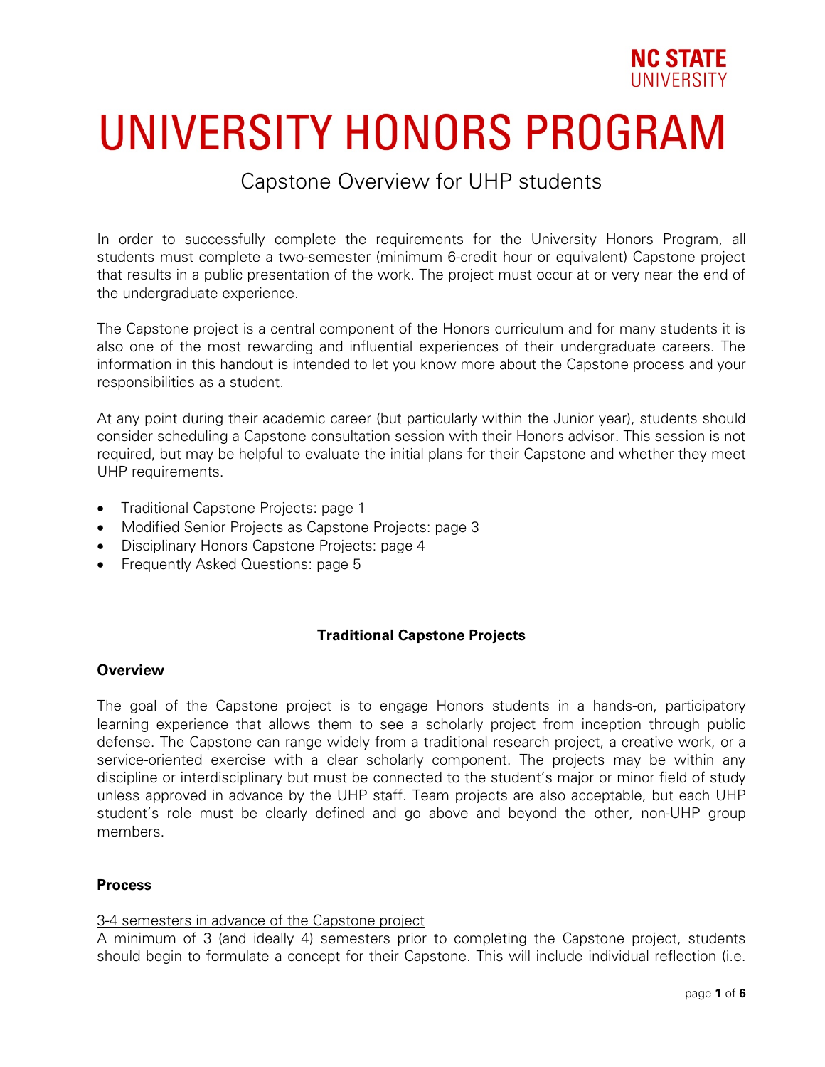# UNIVERSITY HONORS PROGRAM

## Capstone Overview for UHP students

In order to successfully complete the requirements for the University Honors Program, all students must complete a two-semester (minimum 6-credit hour or equivalent) Capstone project that results in a public presentation of the work. The project must occur at or very near the end of the undergraduate experience.

The Capstone project is a central component of the Honors curriculum and for many students it is also one of the most rewarding and influential experiences of their undergraduate careers. The information in this handout is intended to let you know more about the Capstone process and your responsibilities as a student.

At any point during their academic career (but particularly within the Junior year), students should consider scheduling a Capstone consultation session with their Honors advisor. This session is not required, but may be helpful to evaluate the initial plans for their Capstone and whether they meet UHP requirements.

- Traditional Capstone Projects: page 1
- Modified Senior Projects as Capstone Projects: page 3
- Disciplinary Honors Capstone Projects: page 4
- Frequently Asked Questions: page 5

### Traditional Capstone Projects

**Overview**

The goal of the Capstone project is to engage Honors students in a hands-on, participatory learning experience that allows them to see a scholarly project from inception through public defense. The Capstone can range widely from a traditional research project, a creative work, or a service-oriented exercise with a clear scholarly component. The projects may be within any discipline or interdisciplinary but must be connected to the student's major or minor field of study unless approved in advance by the UHP staff. Team projects are also acceptable, but each UHP student's role must be clearly defined and go above and beyond the other, non-UHP group members.

**Process**

3-4 semesters in advance of the Capstone project

A minimum of 3 (and ideally 4) semesters prior to completing the Capstone project, students should begin to formulate a concept for their Capstone. This will include individual reflection (i.e.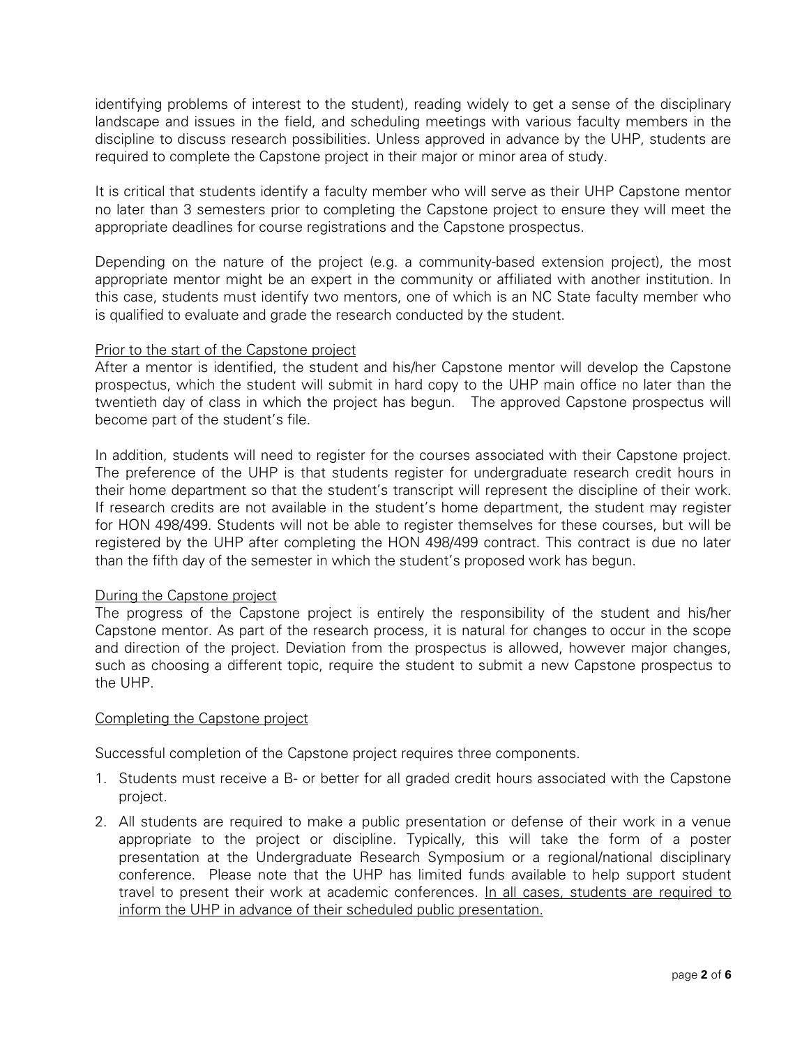identifying problems of interest to the student), reading widely to get a sense of the disciplinary landscape and issues in the field, and scheduling meetings with various faculty members in the discipline to discuss research possibilities. Unless approved in advance by the UHP, students are required to complete the Capstone project in their major or minor area of study.

It is critical that students identify a faculty member who will serve as their UHP Capstone mentor no later than 3 semesters prior to completing the Capstone project to ensure they will meet the appropriate deadlines for course registrations and the Capstone prospectus.

Depending on the nature of the project (e.g. a community-based extension project), the most appropriate mentor might be an expert in the community or affiliated with another institution. In this case, students must identify two mentors, one of which is an NC State faculty member who is qualified to evaluate and grade the research conducted by the student.

<u>Prior to the start of the Capstone project</u>

After a mentor is identified, the student and his/her Capstone mentor will develop the Capstone prospectus, which the student will submit in hard copy to the UHP main office no later than the twentieth day of class in which the project has begun. The approved Capstone prospectus will become part of the student's file.

In addition, students will need to register for the courses associated with their Capstone project. The preference of the UHP is that students register for undergraduate research credit hours in their home department so that the student's transcript will represent the discipline of their work. If research credits are not available in the student's home department, the student may register for HON 498/499. Students will not be able to register themselves for these courses, but will be registered by the UHP after completing the HON 498/499 contract. This contract is due no later than the fifth day of the semester in which the student's proposed work has begun.

<u>During the Capstone project</u>

The progress of the Capstone project is entirely the responsibility of the student and his/her Capstone mentor. As part of the research process, it is natural for changes to occur in the scope and direction of the project. Deviation from the prospectus is allowed, however major changes, such as choosing a different topic, require the student to submit a new Capstone prospectus to the UHP.

<u>Completing the Capstone project</u>

Successful completion of the Capstone project requires three components.

1. Students must receive a B- or better for all graded credit hours associated with the Capstone project.
2. All students are required to make a public presentation or defense of their work in a venue appropriate to the project or discipline. Typically, this will take the form of a poster presentation at the Undergraduate Research Symposium or a regional/national disciplinary conference. Please note that the UHP has limited funds available to help support student travel to present their work at academic conferences. <u>In all cases, students are required to inform the UHP in advance of their scheduled public presentation.</u>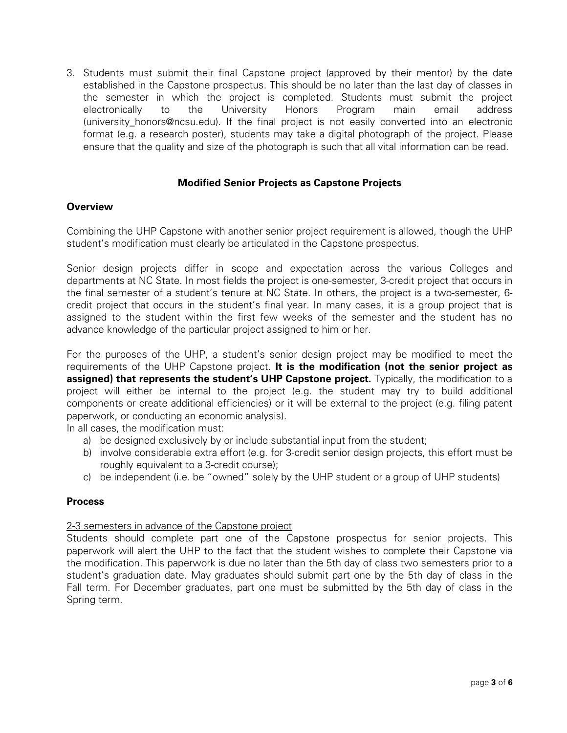3. Students must submit their final Capstone project (approved by their mentor) by the date established in the Capstone prospectus. This should be no later than the last day of classes in the semester in which the project is completed. Students must submit the project electronically to the University Honors Program main email address (university_honors@ncsu.edu). If the final project is not easily converted into an electronic format (e.g. a research poster), students may take a digital photograph of the project. Please ensure that the quality and size of the photograph is such that all vital information can be read.

## Modified Senior Projects as Capstone Projects

### Overview

Combining the UHP Capstone with another senior project requirement is allowed, though the UHP student's modification must clearly be articulated in the Capstone prospectus.

Senior design projects differ in scope and expectation across the various Colleges and departments at NC State. In most fields the project is one-semester, 3-credit project that occurs in the final semester of a student's tenure at NC State. In others, the project is a two-semester, 6-credit project that occurs in the student's final year. In many cases, it is a group project that is assigned to the student within the first few weeks of the semester and the student has no advance knowledge of the particular project assigned to him or her.

For the purposes of the UHP, a student's senior design project may be modified to meet the requirements of the UHP Capstone project. **It is the modification (not the senior project as assigned) that represents the student's UHP Capstone project.** Typically, the modification to a project will either be internal to the project (e.g. the student may try to build additional components or create additional efficiencies) or it will be external to the project (e.g. filing patent paperwork, or conducting an economic analysis).

In all cases, the modification must:

a) be designed exclusively by or include substantial input from the student;
b) involve considerable extra effort (e.g. for 3-credit senior design projects, this effort must be roughly equivalent to a 3-credit course);
c) be independent (i.e. be "owned" solely by the UHP student or a group of UHP students)

### Process

<u>2-3 semesters in advance of the Capstone project</u>

Students should complete part one of the Capstone prospectus for senior projects. This paperwork will alert the UHP to the fact that the student wishes to complete their Capstone via the modification. This paperwork is due no later than the 5th day of class two semesters prior to a student's graduation date. May graduates should submit part one by the 5th day of class in the Fall term. For December graduates, part one must be submitted by the 5th day of class in the Spring term.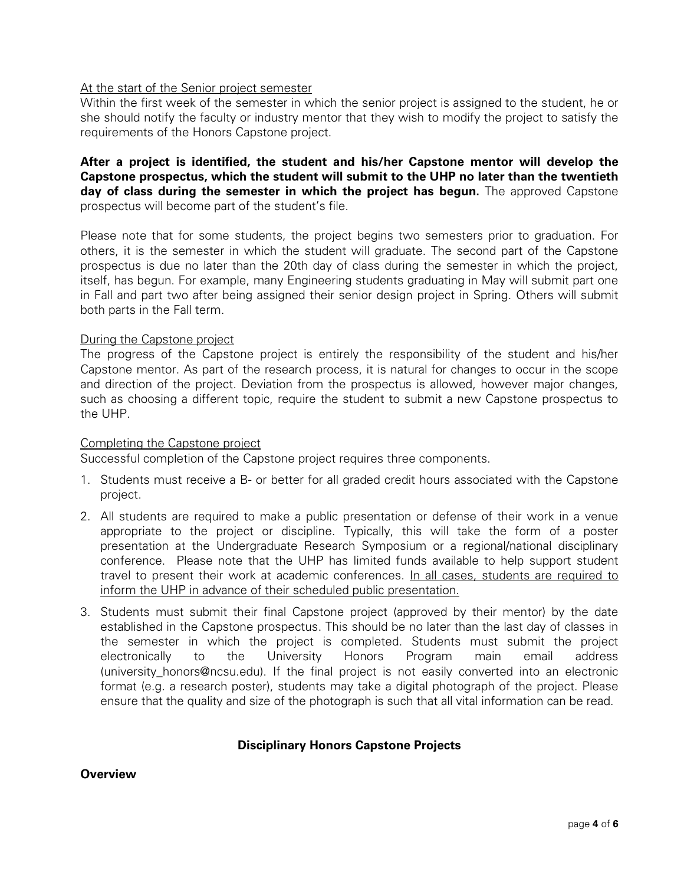At the start of the Senior project semester

Within the first week of the semester in which the senior project is assigned to the student, he or she should notify the faculty or industry mentor that they wish to modify the project to satisfy the requirements of the Honors Capstone project.

**After a project is identified, the student and his/her Capstone mentor will develop the Capstone prospectus, which the student will submit to the UHP no later than the twentieth day of class during the semester in which the project has begun.** The approved Capstone prospectus will become part of the student's file.

Please note that for some students, the project begins two semesters prior to graduation. For others, it is the semester in which the student will graduate. The second part of the Capstone prospectus is due no later than the 20th day of class during the semester in which the project, itself, has begun. For example, many Engineering students graduating in May will submit part one in Fall and part two after being assigned their senior design project in Spring. Others will submit both parts in the Fall term.

During the Capstone project

The progress of the Capstone project is entirely the responsibility of the student and his/her Capstone mentor. As part of the research process, it is natural for changes to occur in the scope and direction of the project. Deviation from the prospectus is allowed, however major changes, such as choosing a different topic, require the student to submit a new Capstone prospectus to the UHP.

Completing the Capstone project

Successful completion of the Capstone project requires three components.

1. Students must receive a B- or better for all graded credit hours associated with the Capstone project.
2. All students are required to make a public presentation or defense of their work in a venue appropriate to the project or discipline. Typically, this will take the form of a poster presentation at the Undergraduate Research Symposium or a regional/national disciplinary conference. Please note that the UHP has limited funds available to help support student travel to present their work at academic conferences. In all cases, students are required to inform the UHP in advance of their scheduled public presentation.
3. Students must submit their final Capstone project (approved by their mentor) by the date established in the Capstone prospectus. This should be no later than the last day of classes in the semester in which the project is completed. Students must submit the project electronically to the University Honors Program main email address (university_honors@ncsu.edu). If the final project is not easily converted into an electronic format (e.g. a research poster), students may take a digital photograph of the project. Please ensure that the quality and size of the photograph is such that all vital information can be read.

## Disciplinary Honors Capstone Projects

### Overview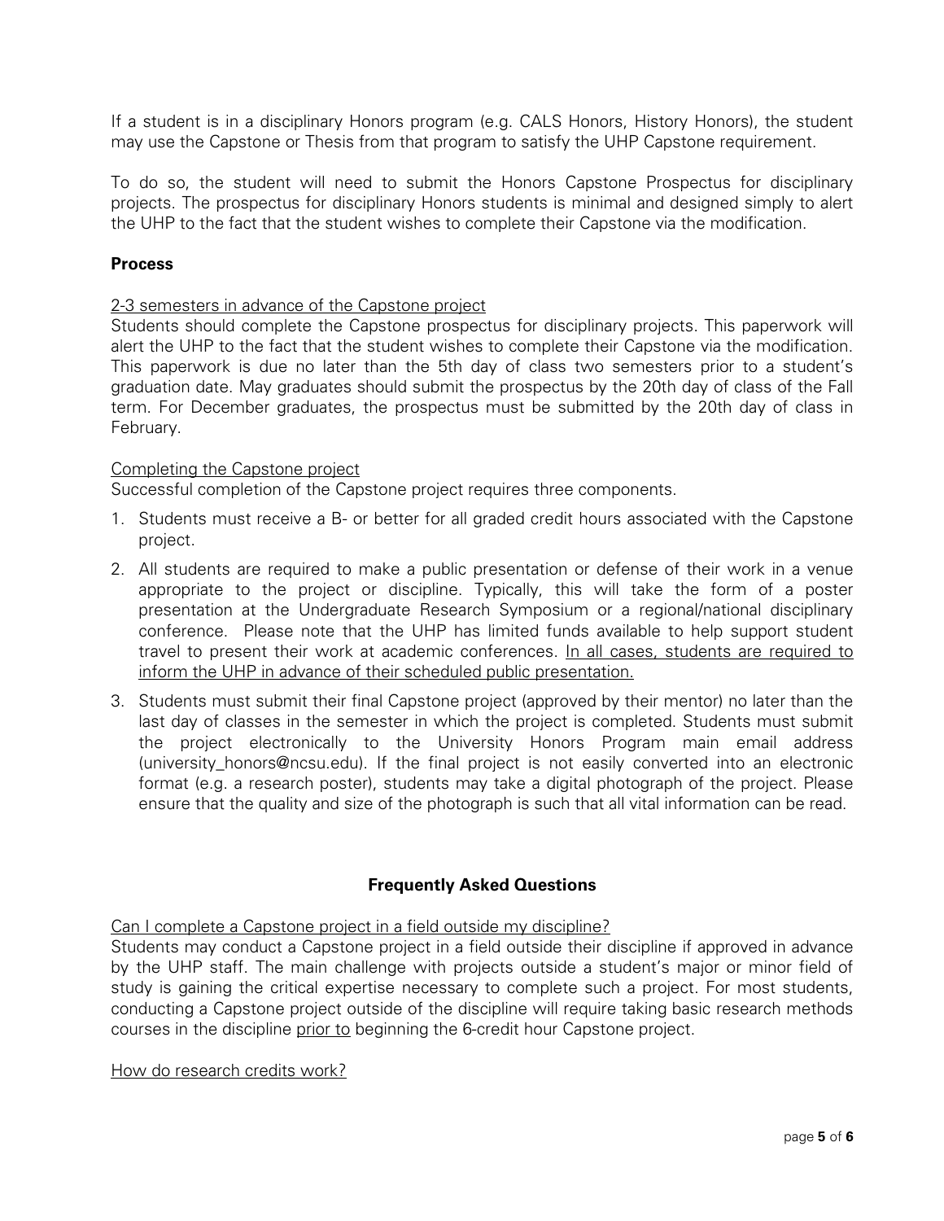If a student is in a disciplinary Honors program (e.g. CALS Honors, History Honors), the student may use the Capstone or Thesis from that program to satisfy the UHP Capstone requirement.

To do so, the student will need to submit the Honors Capstone Prospectus for disciplinary projects. The prospectus for disciplinary Honors students is minimal and designed simply to alert the UHP to the fact that the student wishes to complete their Capstone via the modification.

**Process**

<u>2-3 semesters in advance of the Capstone project</u>
Students should complete the Capstone prospectus for disciplinary projects. This paperwork will alert the UHP to the fact that the student wishes to complete their Capstone via the modification. This paperwork is due no later than the 5th day of class two semesters prior to a student's graduation date. May graduates should submit the prospectus by the 20th day of class of the Fall term. For December graduates, the prospectus must be submitted by the 20th day of class in February.

<u>Completing the Capstone project</u>
Successful completion of the Capstone project requires three components.

1. Students must receive a B- or better for all graded credit hours associated with the Capstone project.
2. All students are required to make a public presentation or defense of their work in a venue appropriate to the project or discipline. Typically, this will take the form of a poster presentation at the Undergraduate Research Symposium or a regional/national disciplinary conference. Please note that the UHP has limited funds available to help support student travel to present their work at academic conferences. <u>In all cases, students are required to inform the UHP in advance of their scheduled public presentation.</u>
3. Students must submit their final Capstone project (approved by their mentor) no later than the last day of classes in the semester in which the project is completed. Students must submit the project electronically to the University Honors Program main email address (university_honors@ncsu.edu). If the final project is not easily converted into an electronic format (e.g. a research poster), students may take a digital photograph of the project. Please ensure that the quality and size of the photograph is such that all vital information can be read.

## Frequently Asked Questions

<u>Can I complete a Capstone project in a field outside my discipline?</u>
Students may conduct a Capstone project in a field outside their discipline if approved in advance by the UHP staff. The main challenge with projects outside a student's major or minor field of study is gaining the critical expertise necessary to complete such a project. For most students, conducting a Capstone project outside of the discipline will require taking basic research methods courses in the discipline <u>prior to</u> beginning the 6-credit hour Capstone project.

<u>How do research credits work?</u>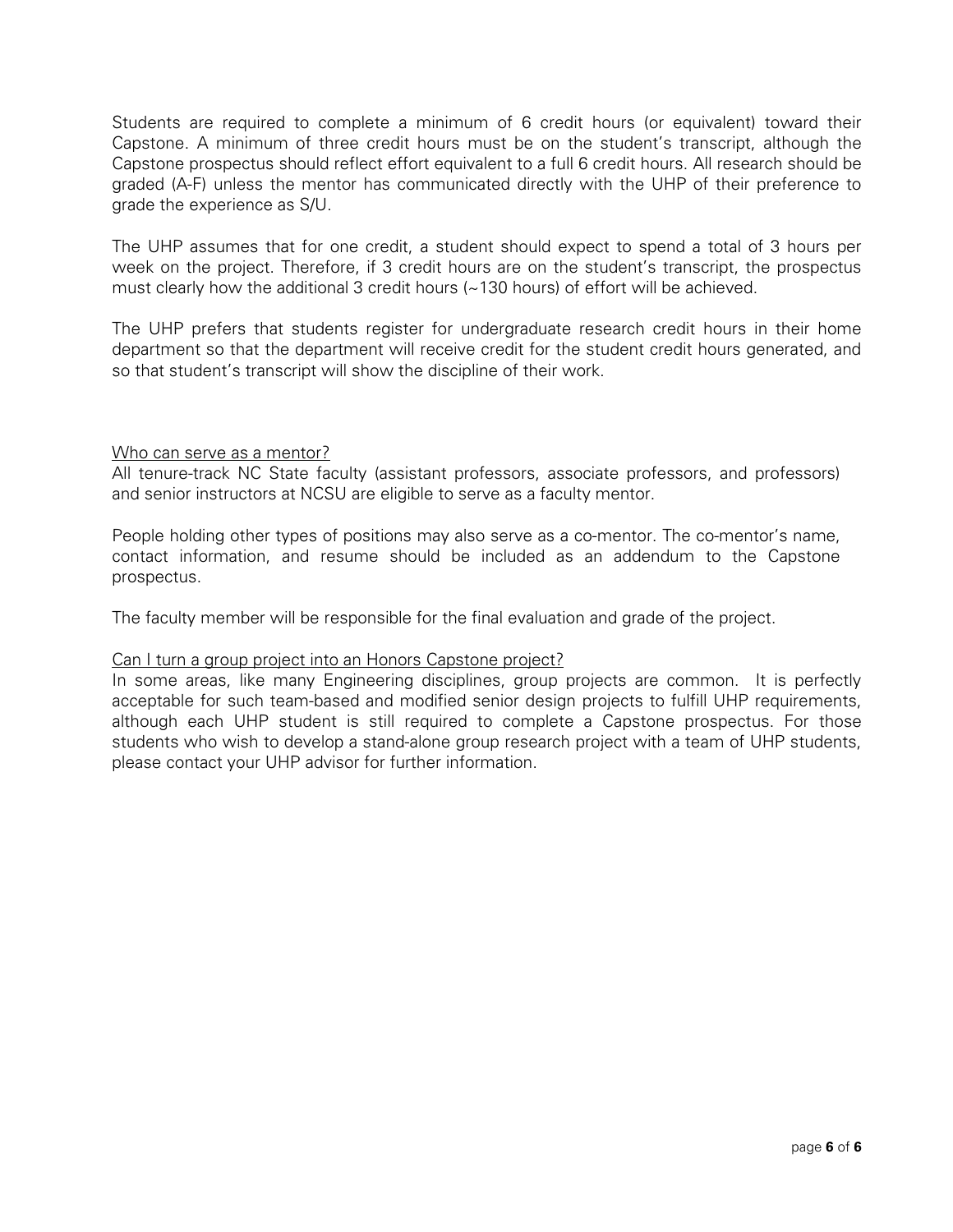Students are required to complete a minimum of 6 credit hours (or equivalent) toward their Capstone. A minimum of three credit hours must be on the student's transcript, although the Capstone prospectus should reflect effort equivalent to a full 6 credit hours. All research should be graded (A-F) unless the mentor has communicated directly with the UHP of their preference to grade the experience as S/U.

The UHP assumes that for one credit, a student should expect to spend a total of 3 hours per week on the project. Therefore, if 3 credit hours are on the student's transcript, the prospectus must clearly how the additional 3 credit hours (~130 hours) of effort will be achieved.

The UHP prefers that students register for undergraduate research credit hours in their home department so that the department will receive credit for the student credit hours generated, and so that student's transcript will show the discipline of their work.

### Who can serve as a mentor?

All tenure-track NC State faculty (assistant professors, associate professors, and professors) and senior instructors at NCSU are eligible to serve as a faculty mentor.

People holding other types of positions may also serve as a co-mentor. The co-mentor's name, contact information, and resume should be included as an addendum to the Capstone prospectus.

The faculty member will be responsible for the final evaluation and grade of the project.

### Can I turn a group project into an Honors Capstone project?

In some areas, like many Engineering disciplines, group projects are common. It is perfectly acceptable for such team-based and modified senior design projects to fulfill UHP requirements, although each UHP student is still required to complete a Capstone prospectus. For those students who wish to develop a stand-alone group research project with a team of UHP students, please contact your UHP advisor for further information.